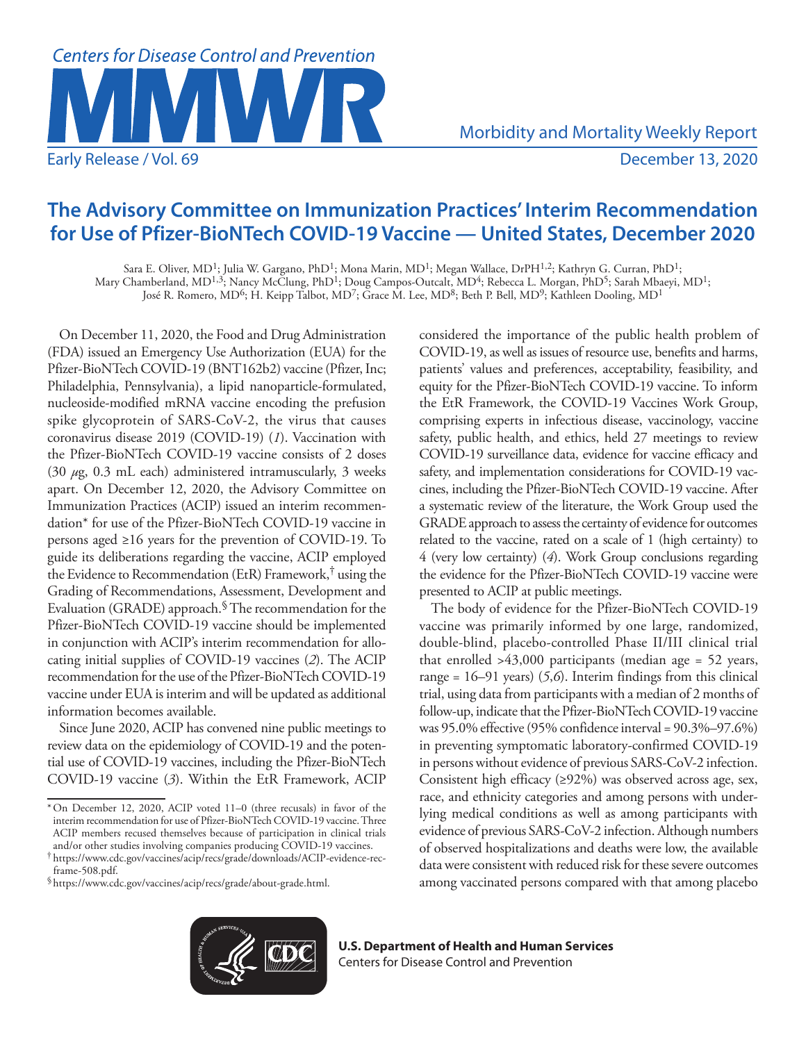# The Advisory Committee on Immunization Practices' Interim Recommendation for Use of Pfizer-BioNTech COVID-19 Vaccine — United States, December 2020

Sara E. Oliver, MD[1]; Julia W. Gargano, PhD[1]; Mona Marin, MD[1]; Megan Wallace, DrPH[1,2]; Kathryn G. Curran, PhD[1]; Mary Chamberland, MD[1,3]; Nancy McClung, PhD[1]; Doug Campos-Outcalt, MD[4]; Rebecca L. Morgan, PhD[5]; Sarah Mbaeyi, MD[1]; José R. Romero, MD[6]; H. Keipp Talbot, MD[7]; Grace M. Lee, MD[8]; Beth P. Bell, MD[9]; Kathleen Dooling, MD[1]

On December 11, 2020, the Food and Drug Administration (FDA) issued an Emergency Use Authorization (EUA) for the Pfizer-BioNTech COVID-19 (BNT162b2) vaccine (Pfizer, Inc; Philadelphia, Pennsylvania), a lipid nanoparticle-formulated, nucleoside-modified mRNA vaccine encoding the prefusion spike glycoprotein of SARS-CoV-2, the virus that causes coronavirus disease 2019 (COVID-19) (*1*). Vaccination with the Pfizer-BioNTech COVID-19 vaccine consists of 2 doses (30 $\mu$g, 0.3 mL each) administered intramuscularly, 3 weeks apart. On December 12, 2020, the Advisory Committee on Immunization Practices (ACIP) issued an interim recommendation* for use of the Pfizer-BioNTech COVID-19 vaccine in persons aged ≥16 years for the prevention of COVID-19. To guide its deliberations regarding the vaccine, ACIP employed the Evidence to Recommendation (EtR) Framework,† using the Grading of Recommendations, Assessment, Development and Evaluation (GRADE) approach.§ The recommendation for the Pfizer-BioNTech COVID-19 vaccine should be implemented in conjunction with ACIP's interim recommendation for allocating initial supplies of COVID-19 vaccines (*2*). The ACIP recommendation for the use of the Pfizer-BioNTech COVID-19 vaccine under EUA is interim and will be updated as additional information becomes available.

Since June 2020, ACIP has convened nine public meetings to review data on the epidemiology of COVID-19 and the potential use of COVID-19 vaccines, including the Pfizer-BioNTech COVID-19 vaccine (*3*). Within the EtR Framework, ACIP considered the importance of the public health problem of COVID-19, as well as issues of resource use, benefits and harms, patients' values and preferences, acceptability, feasibility, and equity for the Pfizer-BioNTech COVID-19 vaccine. To inform the EtR Framework, the COVID-19 Vaccines Work Group, comprising experts in infectious disease, vaccinology, vaccine safety, public health, and ethics, held 27 meetings to review COVID-19 surveillance data, evidence for vaccine efficacy and safety, and implementation considerations for COVID-19 vaccines, including the Pfizer-BioNTech COVID-19 vaccine. After a systematic review of the literature, the Work Group used the GRADE approach to assess the certainty of evidence for outcomes related to the vaccine, rated on a scale of 1 (high certainty) to 4 (very low certainty) (*4*). Work Group conclusions regarding the evidence for the Pfizer-BioNTech COVID-19 vaccine were presented to ACIP at public meetings.

The body of evidence for the Pfizer-BioNTech COVID-19 vaccine was primarily informed by one large, randomized, double-blind, placebo-controlled Phase II/III clinical trial that enrolled >43,000 participants (median age = 52 years, range = 16–91 years) (*5*,*6*). Interim findings from this clinical trial, using data from participants with a median of 2 months of follow-up, indicate that the Pfizer-BioNTech COVID-19 vaccine was 95.0% effective (95% confidence interval = 90.3%–97.6%) in preventing symptomatic laboratory-confirmed COVID-19 in persons without evidence of previous SARS-CoV-2 infection. Consistent high efficacy (≥92%) was observed across age, sex, race, and ethnicity categories and among persons with underlying medical conditions as well as among participants with evidence of previous SARS-CoV-2 infection. Although numbers of observed hospitalizations and deaths were low, the available data were consistent with reduced risk for these severe outcomes among vaccinated persons compared with that among placebo

* On December 12, 2020, ACIP voted 11–0 (three recusals) in favor of the interim recommendation for use of Pfizer-BioNTech COVID-19 vaccine. Three ACIP members recused themselves because of participation in clinical trials and/or other studies involving companies producing COVID-19 vaccines.

† https://www.cdc.gov/vaccines/acip/recs/grade/downloads/ACIP-evidence-rec-frame-508.pdf.

§ https://www.cdc.gov/vaccines/acip/recs/grade/about-grade.html.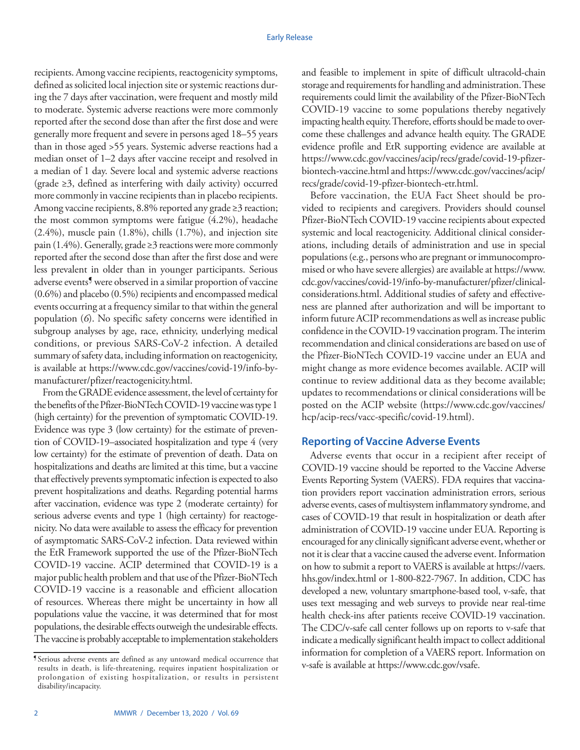recipients. Among vaccine recipients, reactogenicity symptoms, defined as solicited local injection site or systemic reactions during the 7 days after vaccination, were frequent and mostly mild to moderate. Systemic adverse reactions were more commonly reported after the second dose than after the first dose and were generally more frequent and severe in persons aged 18–55 years than in those aged >55 years. Systemic adverse reactions had a median onset of 1–2 days after vaccine receipt and resolved in a median of 1 day. Severe local and systemic adverse reactions (grade ≥3, defined as interfering with daily activity) occurred more commonly in vaccine recipients than in placebo recipients. Among vaccine recipients, 8.8% reported any grade ≥3 reaction; the most common symptoms were fatigue (4.2%), headache (2.4%), muscle pain (1.8%), chills (1.7%), and injection site pain (1.4%). Generally, grade ≥3 reactions were more commonly reported after the second dose than after the first dose and were less prevalent in older than in younger participants. Serious adverse events[¶] were observed in a similar proportion of vaccine (0.6%) and placebo (0.5%) recipients and encompassed medical events occurring at a frequency similar to that within the general population (*6*). No specific safety concerns were identified in subgroup analyses by age, race, ethnicity, underlying medical conditions, or previous SARS-CoV-2 infection. A detailed summary of safety data, including information on reactogenicity, is available at https://www.cdc.gov/vaccines/covid-19/info-by-manufacturer/pfizer/reactogenicity.html.

From the GRADE evidence assessment, the level of certainty for the benefits of the Pfizer-BioNTech COVID-19 vaccine was type 1 (high certainty) for the prevention of symptomatic COVID-19. Evidence was type 3 (low certainty) for the estimate of prevention of COVID-19–associated hospitalization and type 4 (very low certainty) for the estimate of prevention of death. Data on hospitalizations and deaths are limited at this time, but a vaccine that effectively prevents symptomatic infection is expected to also prevent hospitalizations and deaths. Regarding potential harms after vaccination, evidence was type 2 (moderate certainty) for serious adverse events and type 1 (high certainty) for reactogenicity. No data were available to assess the efficacy for prevention of asymptomatic SARS-CoV-2 infection. Data reviewed within the EtR Framework supported the use of the Pfizer-BioNTech COVID-19 vaccine. ACIP determined that COVID-19 is a major public health problem and that use of the Pfizer-BioNTech COVID-19 vaccine is a reasonable and efficient allocation of resources. Whereas there might be uncertainty in how all populations value the vaccine, it was determined that for most populations, the desirable effects outweigh the undesirable effects. The vaccine is probably acceptable to implementation stakeholders and feasible to implement in spite of difficult ultracold-chain storage and requirements for handling and administration. These requirements could limit the availability of the Pfizer-BioNTech COVID-19 vaccine to some populations thereby negatively impacting health equity. Therefore, efforts should be made to overcome these challenges and advance health equity. The GRADE evidence profile and EtR supporting evidence are available at https://www.cdc.gov/vaccines/acip/recs/grade/covid-19-pfizer-biontech-vaccine.html and https://www.cdc.gov/vaccines/acip/recs/grade/covid-19-pfizer-biontech-etr.html.

Before vaccination, the EUA Fact Sheet should be provided to recipients and caregivers. Providers should counsel Pfizer-BioNTech COVID-19 vaccine recipients about expected systemic and local reactogenicity. Additional clinical considerations, including details of administration and use in special populations (e.g., persons who are pregnant or immunocompromised or who have severe allergies) are available at https://www.cdc.gov/vaccines/covid-19/info-by-manufacturer/pfizer/clinical-considerations.html. Additional studies of safety and effectiveness are planned after authorization and will be important to inform future ACIP recommendations as well as increase public confidence in the COVID-19 vaccination program. The interim recommendation and clinical considerations are based on use of the Pfizer-BioNTech COVID-19 vaccine under an EUA and might change as more evidence becomes available. ACIP will continue to review additional data as they become available; updates to recommendations or clinical considerations will be posted on the ACIP website (https://www.cdc.gov/vaccines/hcp/acip-recs/vacc-specific/covid-19.html).

## Reporting of Vaccine Adverse Events

Adverse events that occur in a recipient after receipt of COVID-19 vaccine should be reported to the Vaccine Adverse Events Reporting System (VAERS). FDA requires that vaccination providers report vaccination administration errors, serious adverse events, cases of multisystem inflammatory syndrome, and cases of COVID-19 that result in hospitalization or death after administration of COVID-19 vaccine under EUA. Reporting is encouraged for any clinically significant adverse event, whether or not it is clear that a vaccine caused the adverse event. Information on how to submit a report to VAERS is available at https://vaers.hhs.gov/index.html or 1-800-822-7967. In addition, CDC has developed a new, voluntary smartphone-based tool, v-safe, that uses text messaging and web surveys to provide near real-time health check-ins after patients receive COVID-19 vaccination. The CDC/v-safe call center follows up on reports to v-safe that indicate a medically significant health impact to collect additional information for completion of a VAERS report. Information on v-safe is available at https://www.cdc.gov/vsafe.

---

[¶] Serious adverse events are defined as any untoward medical occurrence that results in death, is life-threatening, requires inpatient hospitalization or prolongation of existing hospitalization, or results in persistent disability/incapacity.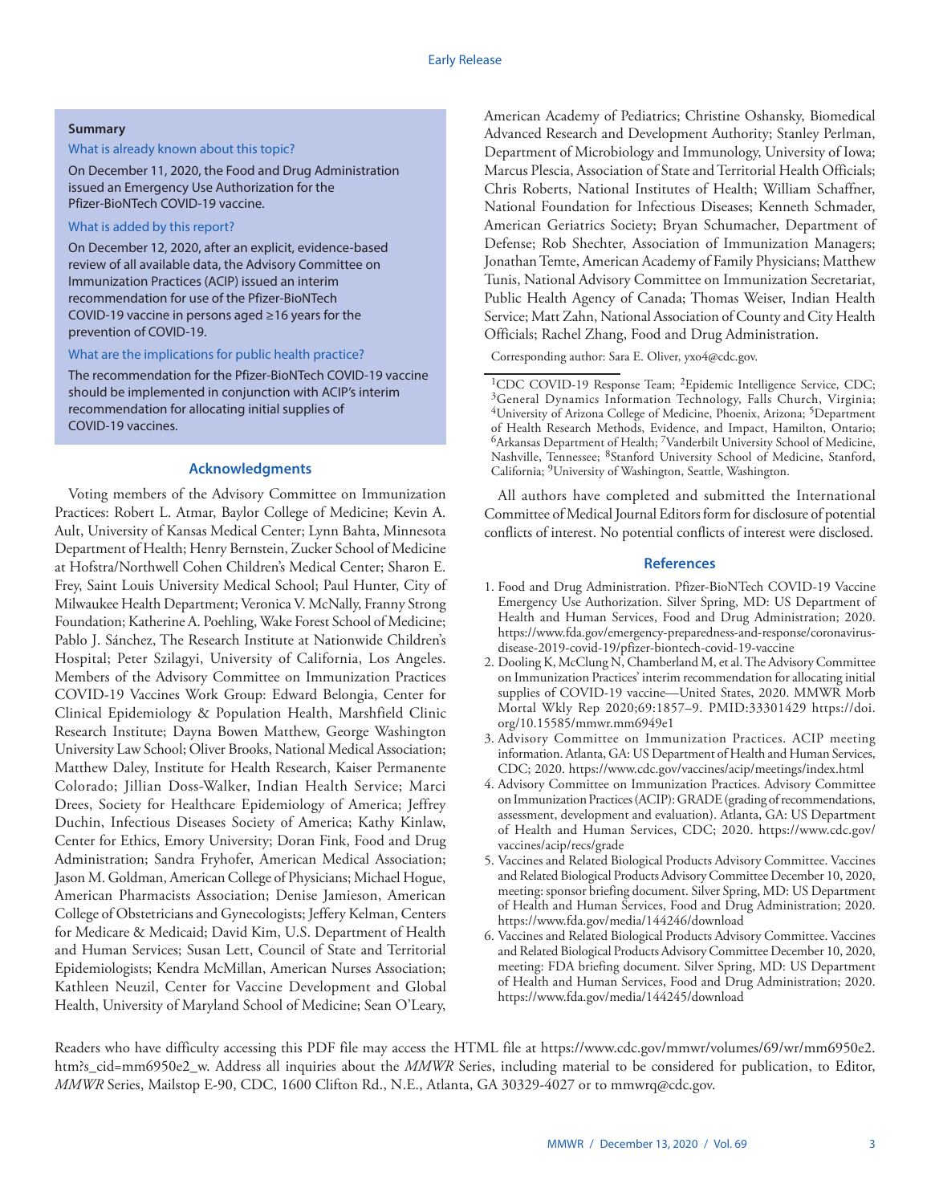**Summary**

What is already known about this topic?

On December 11, 2020, the Food and Drug Administration issued an Emergency Use Authorization for the Pfizer-BioNTech COVID-19 vaccine.

What is added by this report?

On December 12, 2020, after an explicit, evidence-based review of all available data, the Advisory Committee on Immunization Practices (ACIP) issued an interim recommendation for use of the Pfizer-BioNTech COVID-19 vaccine in persons aged ≥16 years for the prevention of COVID-19.

What are the implications for public health practice?

The recommendation for the Pfizer-BioNTech COVID-19 vaccine should be implemented in conjunction with ACIP's interim recommendation for allocating initial supplies of COVID-19 vaccines.

## Acknowledgments

Voting members of the Advisory Committee on Immunization Practices: Robert L. Atmar, Baylor College of Medicine; Kevin A. Ault, University of Kansas Medical Center; Lynn Bahta, Minnesota Department of Health; Henry Bernstein, Zucker School of Medicine at Hofstra/Northwell Cohen Children's Medical Center; Sharon E. Frey, Saint Louis University Medical School; Paul Hunter, City of Milwaukee Health Department; Veronica V. McNally, Franny Strong Foundation; Katherine A. Poehling, Wake Forest School of Medicine; Pablo J. Sánchez, The Research Institute at Nationwide Children's Hospital; Peter Szilagyi, University of California, Los Angeles. Members of the Advisory Committee on Immunization Practices COVID-19 Vaccines Work Group: Edward Belongia, Center for Clinical Epidemiology & Population Health, Marshfield Clinic Research Institute; Dayna Bowen Matthew, George Washington University Law School; Oliver Brooks, National Medical Association; Matthew Daley, Institute for Health Research, Kaiser Permanente Colorado; Jillian Doss-Walker, Indian Health Service; Marci Drees, Society for Healthcare Epidemiology of America; Jeffrey Duchin, Infectious Diseases Society of America; Kathy Kinlaw, Center for Ethics, Emory University; Doran Fink, Food and Drug Administration; Sandra Fryhofer, American Medical Association; Jason M. Goldman, American College of Physicians; Michael Hogue, American Pharmacists Association; Denise Jamieson, American College of Obstetricians and Gynecologists; Jeffery Kelman, Centers for Medicare & Medicaid; David Kim, U.S. Department of Health and Human Services; Susan Lett, Council of State and Territorial Epidemiologists; Kendra McMillan, American Nurses Association; Kathleen Neuzil, Center for Vaccine Development and Global Health, University of Maryland School of Medicine; Sean O'Leary, American Academy of Pediatrics; Christine Oshansky, Biomedical Advanced Research and Development Authority; Stanley Perlman, Department of Microbiology and Immunology, University of Iowa; Marcus Plescia, Association of State and Territorial Health Officials; Chris Roberts, National Institutes of Health; William Schaffner, National Foundation for Infectious Diseases; Kenneth Schmader, American Geriatrics Society; Bryan Schumacher, Department of Defense; Rob Shechter, Association of Immunization Managers; Jonathan Temte, American Academy of Family Physicians; Matthew Tunis, National Advisory Committee on Immunization Secretariat, Public Health Agency of Canada; Thomas Weiser, Indian Health Service; Matt Zahn, National Association of County and City Health Officials; Rachel Zhang, Food and Drug Administration.

Corresponding author: Sara E. Oliver, yxo4@cdc.gov.

[1]CDC COVID-19 Response Team; [2]Epidemic Intelligence Service, CDC; [3]General Dynamics Information Technology, Falls Church, Virginia; [4]University of Arizona College of Medicine, Phoenix, Arizona; [5]Department of Health Research Methods, Evidence, and Impact, Hamilton, Ontario; [6]Arkansas Department of Health; [7]Vanderbilt University School of Medicine, Nashville, Tennessee; [8]Stanford University School of Medicine, Stanford, California; [9]University of Washington, Seattle, Washington.

All authors have completed and submitted the International Committee of Medical Journal Editors form for disclosure of potential conflicts of interest. No potential conflicts of interest were disclosed.

## References

1. Food and Drug Administration. Pfizer-BioNTech COVID-19 Vaccine Emergency Use Authorization. Silver Spring, MD: US Department of Health and Human Services, Food and Drug Administration; 2020. https://www.fda.gov/emergency-preparedness-and-response/coronavirus-disease-2019-covid-19/pfizer-biontech-covid-19-vaccine
2. Dooling K, McClung N, Chamberland M, et al. The Advisory Committee on Immunization Practices' interim recommendation for allocating initial supplies of COVID-19 vaccine—United States, 2020. MMWR Morb Mortal Wkly Rep 2020;69:1857–9. PMID:33301429 https://doi.org/10.15585/mmwr.mm6949e1
3. Advisory Committee on Immunization Practices. ACIP meeting information. Atlanta, GA: US Department of Health and Human Services, CDC; 2020. https://www.cdc.gov/vaccines/acip/meetings/index.html
4. Advisory Committee on Immunization Practices. Advisory Committee on Immunization Practices (ACIP): GRADE (grading of recommendations, assessment, development and evaluation). Atlanta, GA: US Department of Health and Human Services, CDC; 2020. https://www.cdc.gov/vaccines/acip/recs/grade
5. Vaccines and Related Biological Products Advisory Committee. Vaccines and Related Biological Products Advisory Committee December 10, 2020, meeting: sponsor briefing document. Silver Spring, MD: US Department of Health and Human Services, Food and Drug Administration; 2020. https://www.fda.gov/media/144246/download
6. Vaccines and Related Biological Products Advisory Committee. Vaccines and Related Biological Products Advisory Committee December 10, 2020, meeting: FDA briefing document. Silver Spring, MD: US Department of Health and Human Services, Food and Drug Administration; 2020. https://www.fda.gov/media/144245/download

Readers who have difficulty accessing this PDF file may access the HTML file at https://www.cdc.gov/mmwr/volumes/69/wr/mm6950e2.htm?s_cid=mm6950e2_w. Address all inquiries about the *MMWR* Series, including material to be considered for publication, to Editor, *MMWR* Series, Mailstop E-90, CDC, 1600 Clifton Rd., N.E., Atlanta, GA 30329-4027 or to mmwrq@cdc.gov.